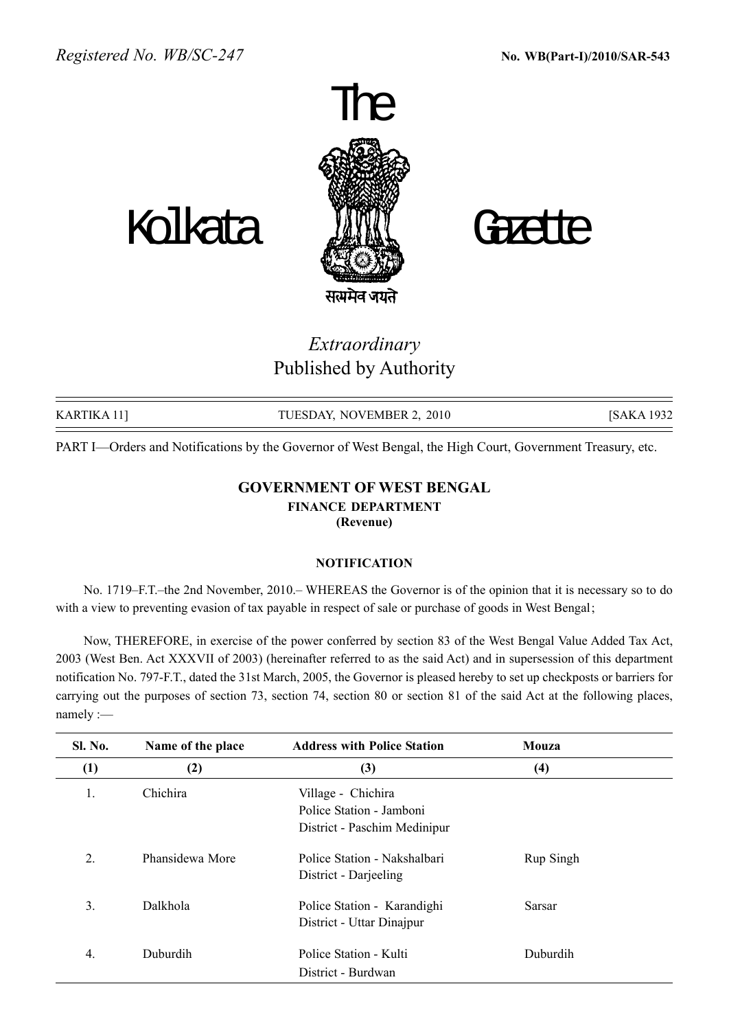*Registered No. WB/SC-247* **No. WB(Part-I)/2010/SAR-543**

# The Kolkata Gazette

सत्यमेव जयते

*Extraordinary*
Published by Authority

KARTIKA 11] TUESDAY, NOVEMBER 2, 2010 [SAKA 1932

PART I—Orders and Notifications by the Governor of West Bengal, the High Court, Government Treasury, etc.

## GOVERNMENT OF WEST BENGAL
### FINANCE DEPARTMENT
**(Revenue)**

**NOTIFICATION**

No. 1719–F.T.–the 2nd November, 2010.– WHEREAS the Governor is of the opinion that it is necessary so to do with a view to preventing evasion of tax payable in respect of sale or purchase of goods in West Bengal;

Now, THEREFORE, in exercise of the power conferred by section 83 of the West Bengal Value Added Tax Act, 2003 (West Ben. Act XXXVII of 2003) (hereinafter referred to as the said Act) and in supersession of this department notification No. 797-F.T., dated the 31st March, 2005, the Governor is pleased hereby to set up checkposts or barriers for carrying out the purposes of section 73, section 74, section 80 or section 81 of the said Act at the following places, namely :—

| Sl. No. | Name of the place | Address with Police Station | Mouza |
|---|---|---|---|
| (1) | (2) | (3) | (4) |
| 1. | Chichira | Village - Chichira<br>Police Station - Jamboni<br>District - Paschim Medinipur | |
| 2. | Phansidewa More | Police Station - Nakshalbari<br>District - Darjeeling | Rup Singh |
| 3. | Dalkhola | Police Station - Karandighi<br>District - Uttar Dinajpur | Sarsar |
| 4. | Duburdih | Police Station - Kulti<br>District - Burdwan | Duburdih |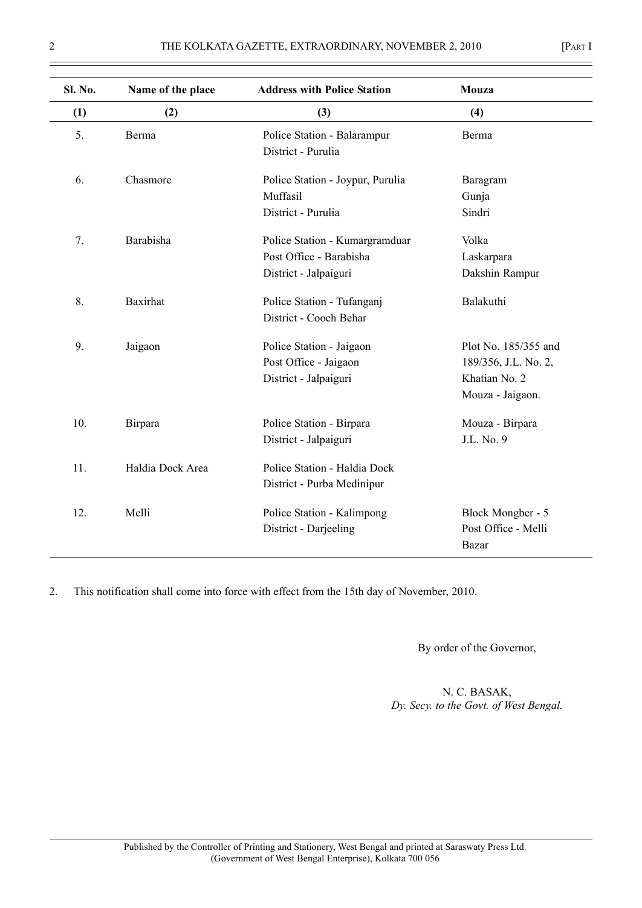| Sl. No. | Name of the place | Address with Police Station | Mouza |
|---|---|---|---|
| (1) | (2) | (3) | (4) |
| 5. | Berma | Police Station - Balarampur District - Purulia | Berma |
| 6. | Chasmore | Police Station - Joypur, Purulia Muffasil District - Purulia | Baragram Gunja Sindri |
| 7. | Barabisha | Police Station - Kumargramduar Post Office - Barabisha District - Jalpaiguri | Volka Laskarpara Dakshin Rampur |
| 8. | Baxirhat | Police Station - Tufanganj District - Cooch Behar | Balakuthi |
| 9. | Jaigaon | Police Station - Jaigaon Post Office - Jaigaon District - Jalpaiguri | Plot No. 185/355 and 189/356, J.L. No. 2, Khatian No. 2 Mouza - Jaigaon. |
| 10. | Birpara | Police Station - Birpara District - Jalpaiguri | Mouza - Birpara J.L. No. 9 |
| 11. | Haldia Dock Area | Police Station - Haldia Dock District - Purba Medinipur | |
| 12. | Melli | Police Station - Kalimpong District - Darjeeling | Block Mongber - 5 Post Office - Melli Bazar |

2. This notification shall come into force with effect from the 15th day of November, 2010.

By order of the Governor,

N. C. BASAK,
*Dy. Secy. to the Govt. of West Bengal.*

Published by the Controller of Printing and Stationery, West Bengal and printed at Saraswaty Press Ltd. (Government of West Bengal Enterprise), Kolkata 700 056